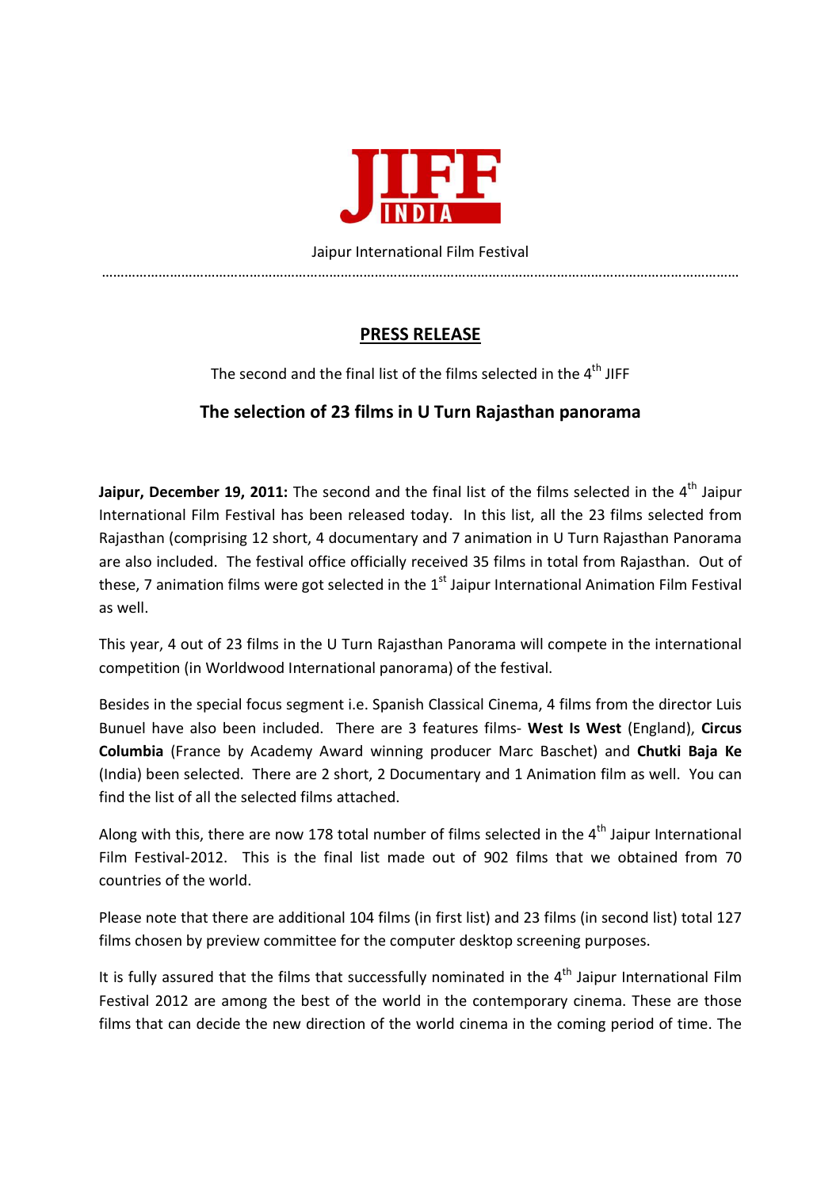JIFF INDIA

Jaipur International Film Festival

……………………………………………………………………………………………………………………………………………………

## PRESS RELEASE

The second and the final list of the films selected in the 4th JIFF

### The selection of 23 films in U Turn Rajasthan panorama

**Jaipur, December 19, 2011:** The second and the final list of the films selected in the 4th Jaipur International Film Festival has been released today. In this list, all the 23 films selected from Rajasthan (comprising 12 short, 4 documentary and 7 animation in U Turn Rajasthan Panorama are also included. The festival office officially received 35 films in total from Rajasthan. Out of these, 7 animation films were got selected in the 1st Jaipur International Animation Film Festival as well.

This year, 4 out of 23 films in the U Turn Rajasthan Panorama will compete in the international competition (in Worldwood International panorama) of the festival.

Besides in the special focus segment i.e. Spanish Classical Cinema, 4 films from the director Luis Bunuel have also been included. There are 3 features films- **West Is West** (England), **Circus Columbia** (France by Academy Award winning producer Marc Baschet) and **Chutki Baja Ke** (India) been selected. There are 2 short, 2 Documentary and 1 Animation film as well. You can find the list of all the selected films attached.

Along with this, there are now 178 total number of films selected in the 4th Jaipur International Film Festival-2012. This is the final list made out of 902 films that we obtained from 70 countries of the world.

Please note that there are additional 104 films (in first list) and 23 films (in second list) total 127 films chosen by preview committee for the computer desktop screening purposes.

It is fully assured that the films that successfully nominated in the 4th Jaipur International Film Festival 2012 are among the best of the world in the contemporary cinema. These are those films that can decide the new direction of the world cinema in the coming period of time. The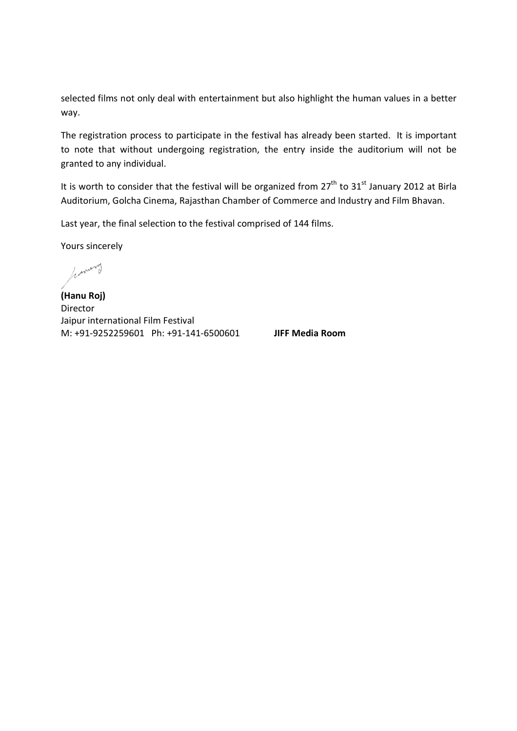selected films not only deal with entertainment but also highlight the human values in a better way.

The registration process to participate in the festival has already been started. It is important to note that without undergoing registration, the entry inside the auditorium will not be granted to any individual.

It is worth to consider that the festival will be organized from 27th to 31st January 2012 at Birla Auditorium, Golcha Cinema, Rajasthan Chamber of Commerce and Industry and Film Bhavan.

Last year, the final selection to the festival comprised of 144 films.

Yours sincerely

**(Hanu Roj)**
Director
Jaipur international Film Festival
M: +91-9252259601 Ph: +91-141-6500601 **JIFF Media Room**